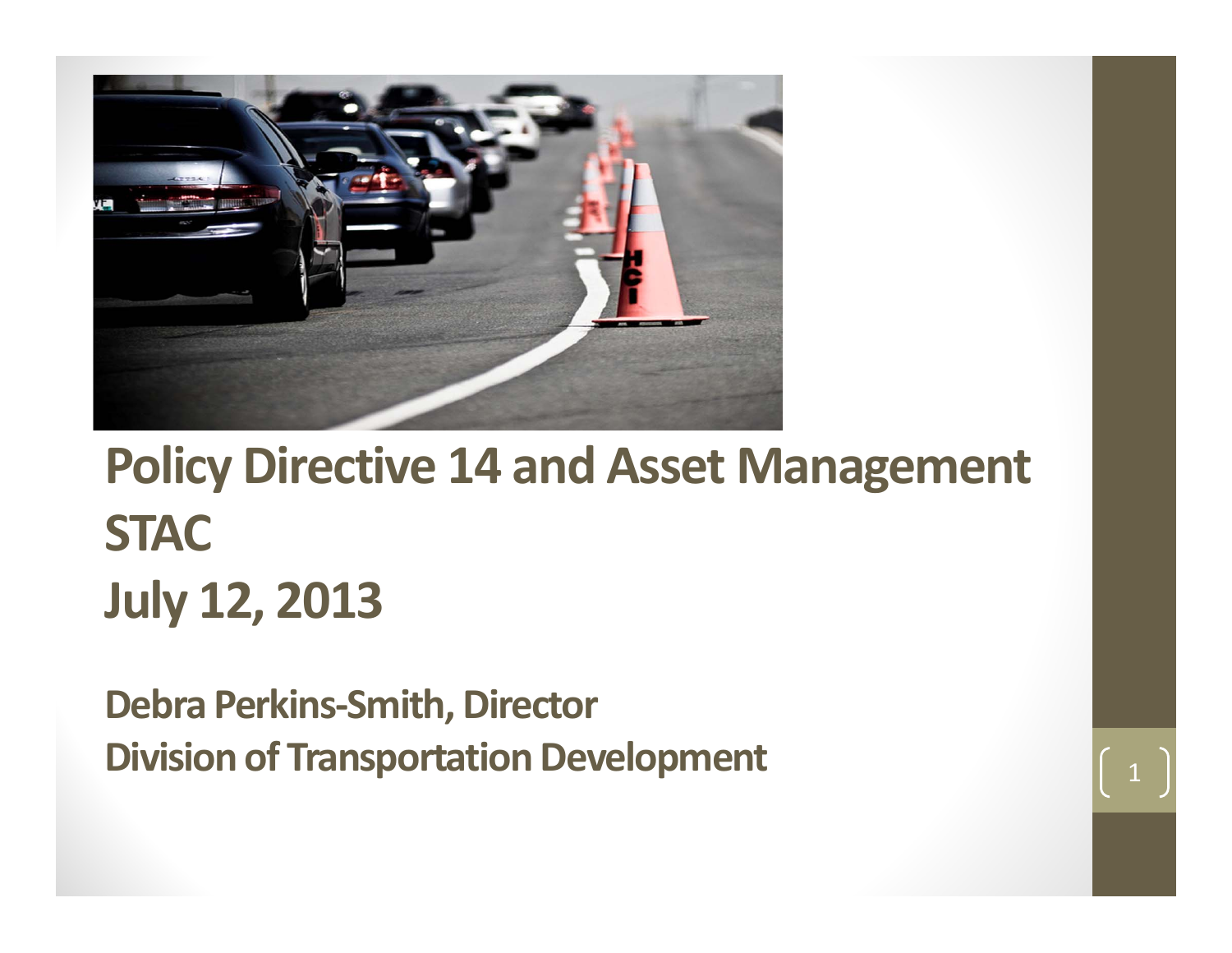# Policy Directive 14 and Asset Management

## STAC

## July 12, 2013

**Debra Perkins-Smith, Director**
**Division of Transportation Development**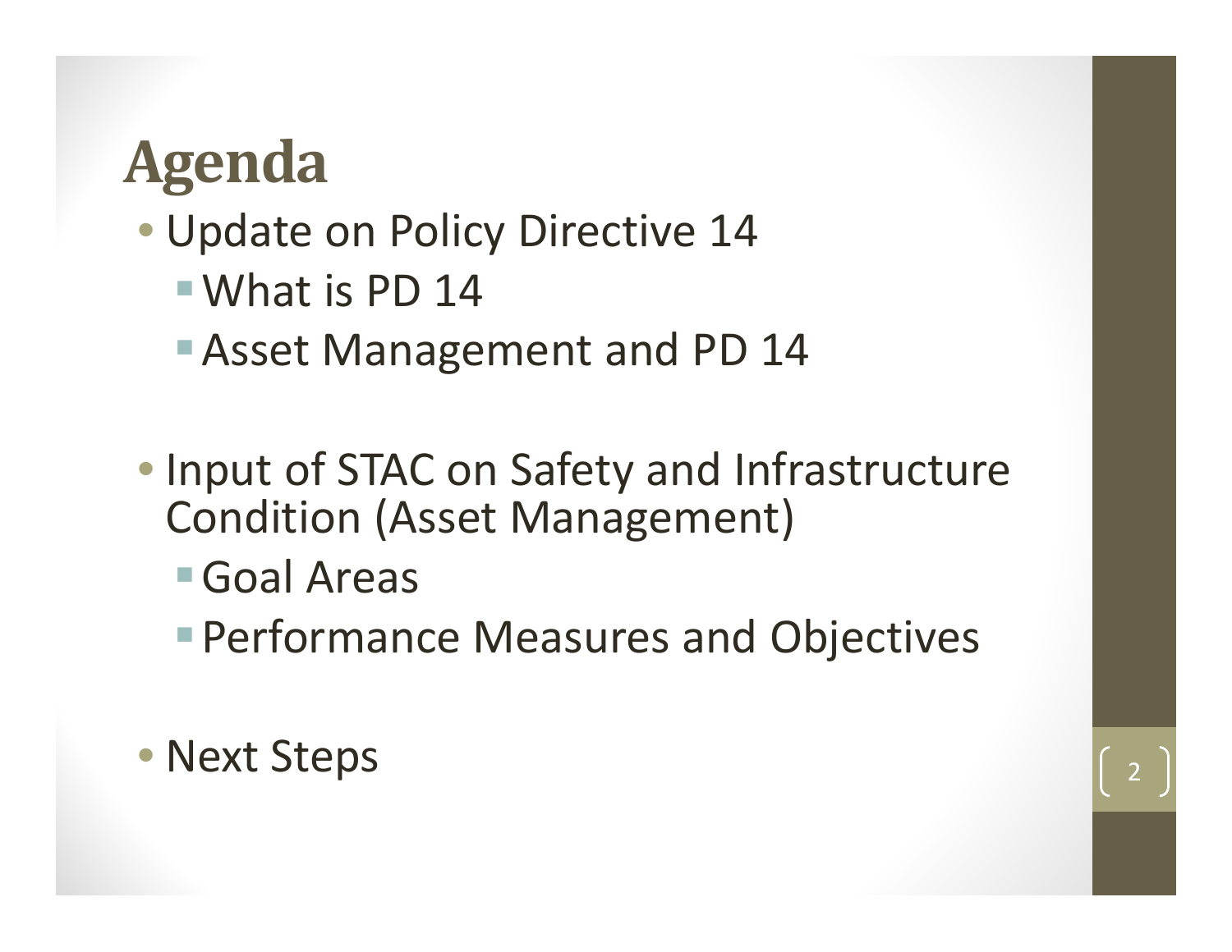# Agenda

- Update on Policy Directive 14
  - What is PD 14
  - Asset Management and PD 14
- Input of STAC on Safety and Infrastructure Condition (Asset Management)
  - Goal Areas
  - Performance Measures and Objectives
- Next Steps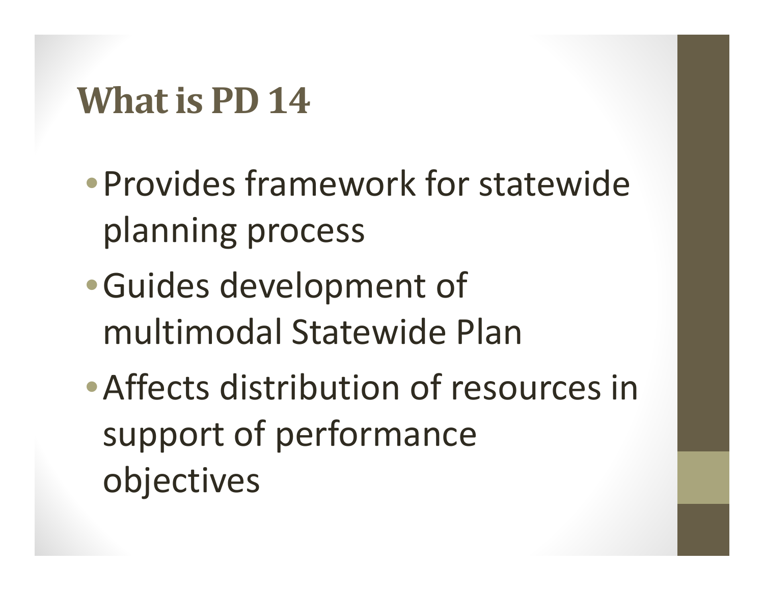# What is PD 14

- Provides framework for statewide planning process
- Guides development of multimodal Statewide Plan
- Affects distribution of resources in support of performance objectives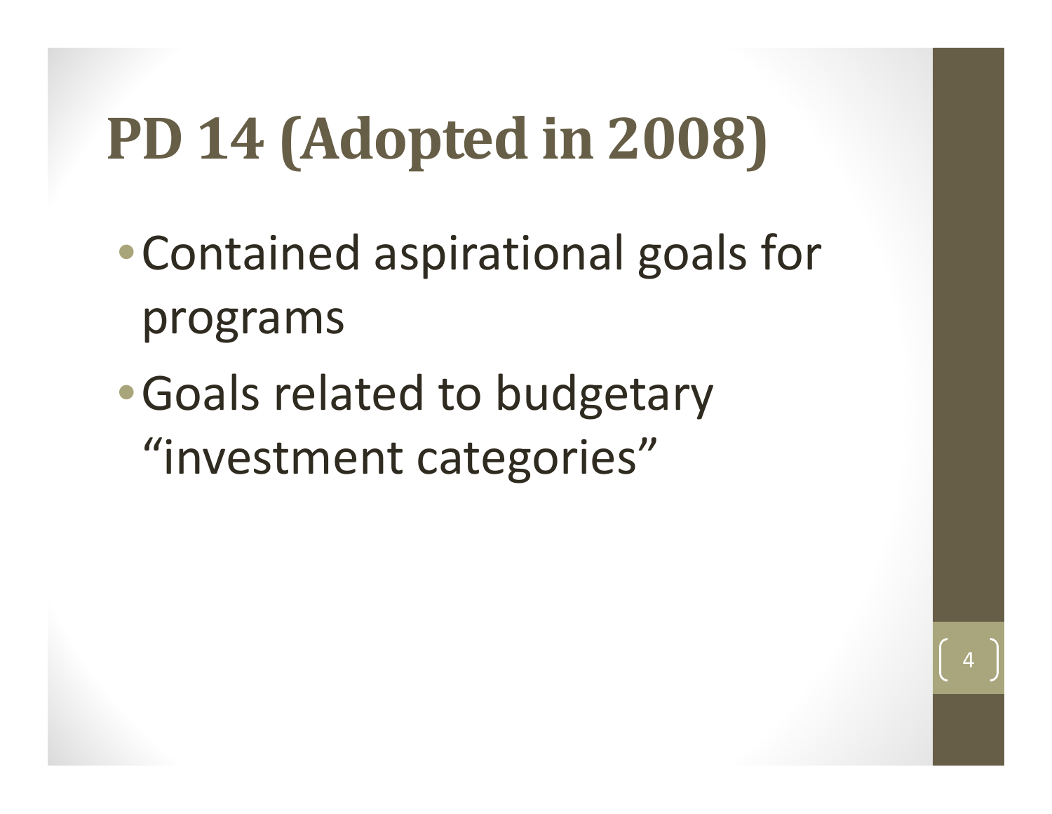# PD 14 (Adopted in 2008)

- Contained aspirational goals for programs
- Goals related to budgetary “investment categories”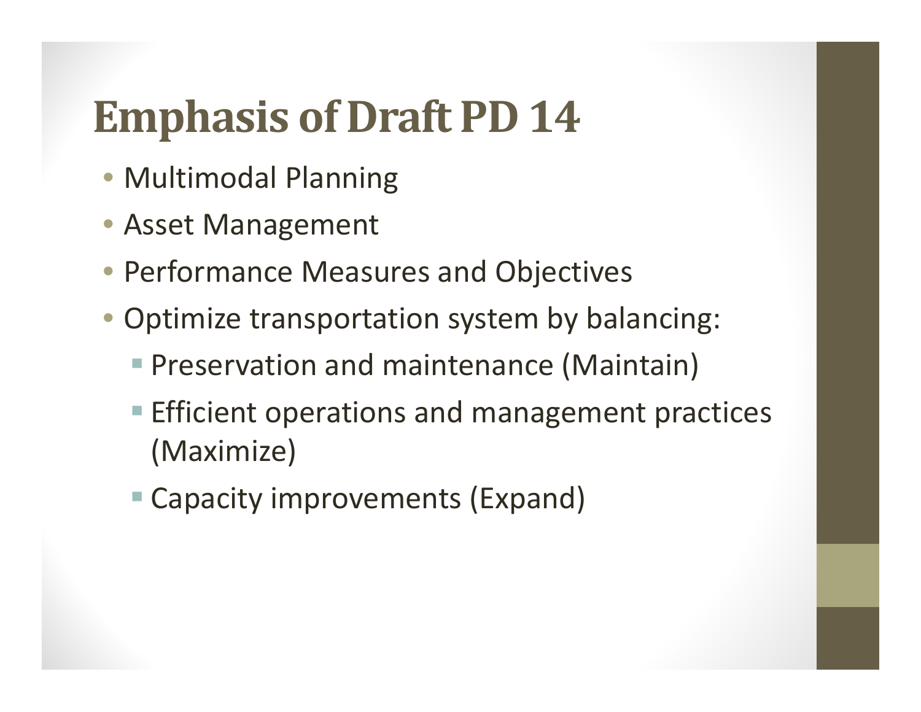# Emphasis of Draft PD 14

- Multimodal Planning
- Asset Management
- Performance Measures and Objectives
- Optimize transportation system by balancing:
  - Preservation and maintenance (Maintain)
  - Efficient operations and management practices (Maximize)
  - Capacity improvements (Expand)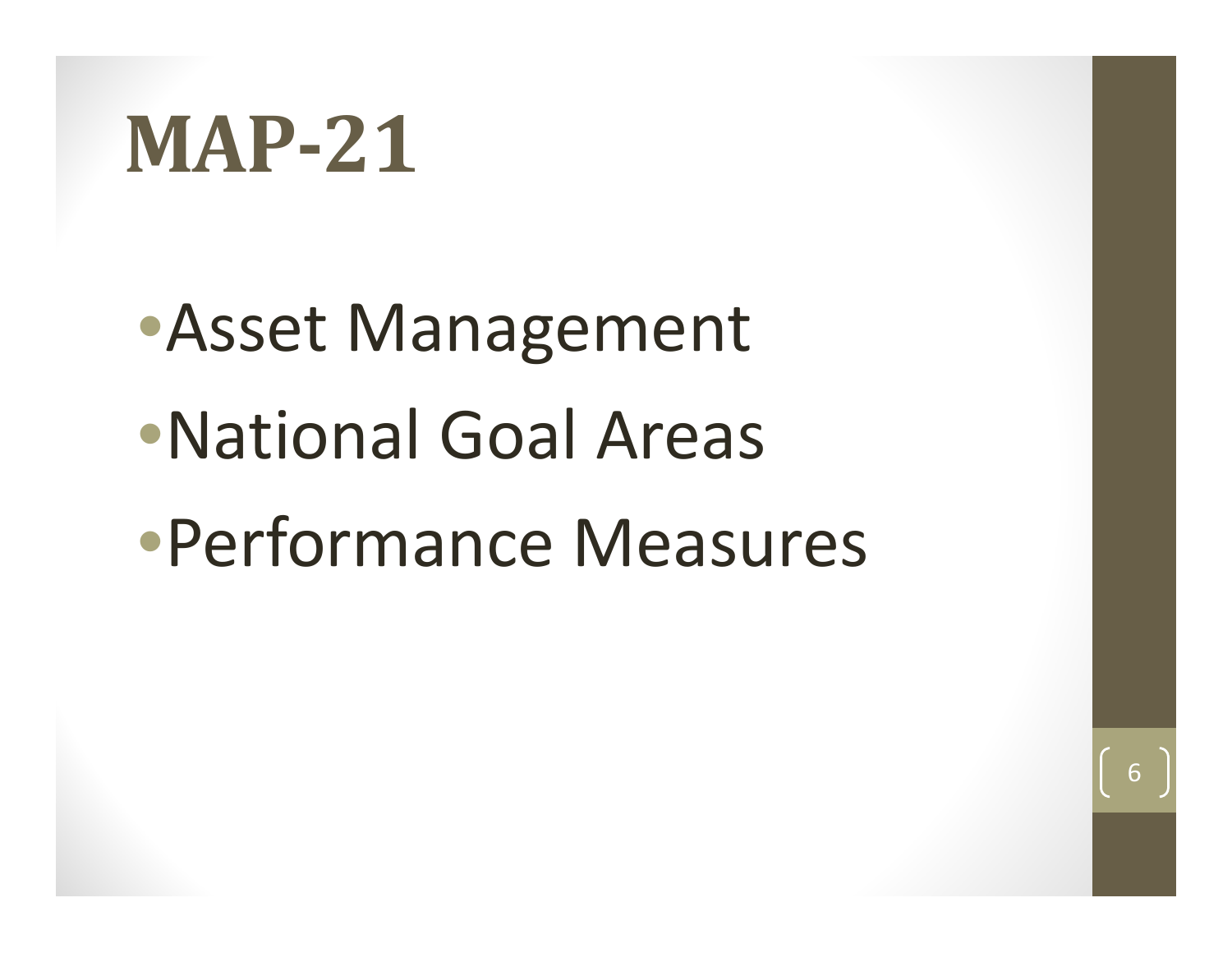# MAP-21

- Asset Management
- National Goal Areas
- Performance Measures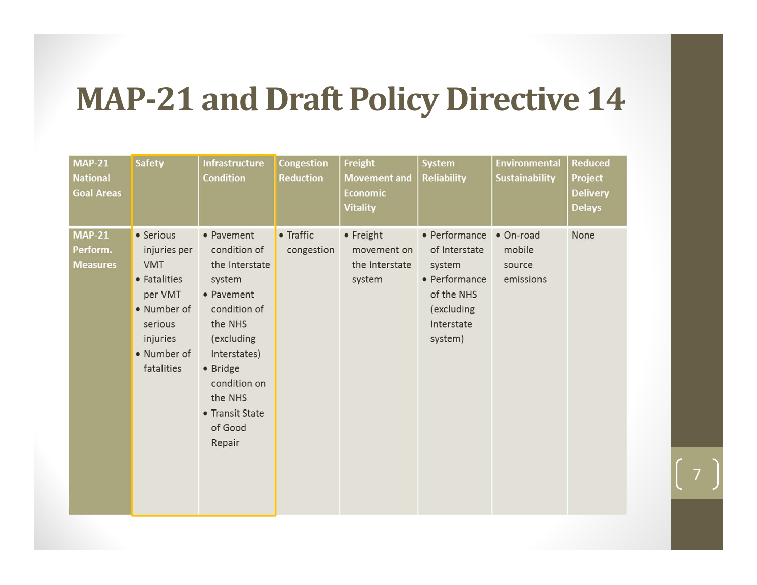# MAP-21 and Draft Policy Directive 14

| MAP-21 National Goal Areas | Safety | Infrastructure Condition | Congestion Reduction | Freight Movement and Economic Vitality | System Reliability | Environmental Sustainability | Reduced Project Delivery Delays |
|---|---|---|---|---|---|---|---|
| MAP-21 Perform. Measures | • Serious injuries per VMT<br>• Fatalities per VMT<br>• Number of serious injuries<br>• Number of fatalities | • Pavement condition of the Interstate system<br>• Pavement condition of the NHS (excluding Interstates)<br>• Bridge condition on the NHS<br>• Transit State of Good Repair | • Traffic congestion | • Freight movement on the Interstate system | • Performance of Interstate system<br>• Performance of the NHS (excluding Interstate system) | • On-road mobile source emissions | None |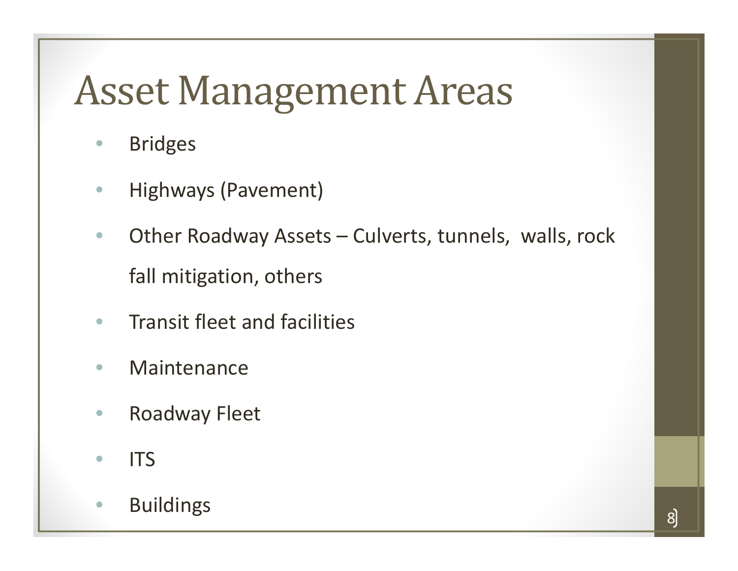# Asset Management Areas

- Bridges
- Highways (Pavement)
- Other Roadway Assets – Culverts, tunnels, walls, rock fall mitigation, others
- Transit fleet and facilities
- Maintenance
- Roadway Fleet
- ITS
- Buildings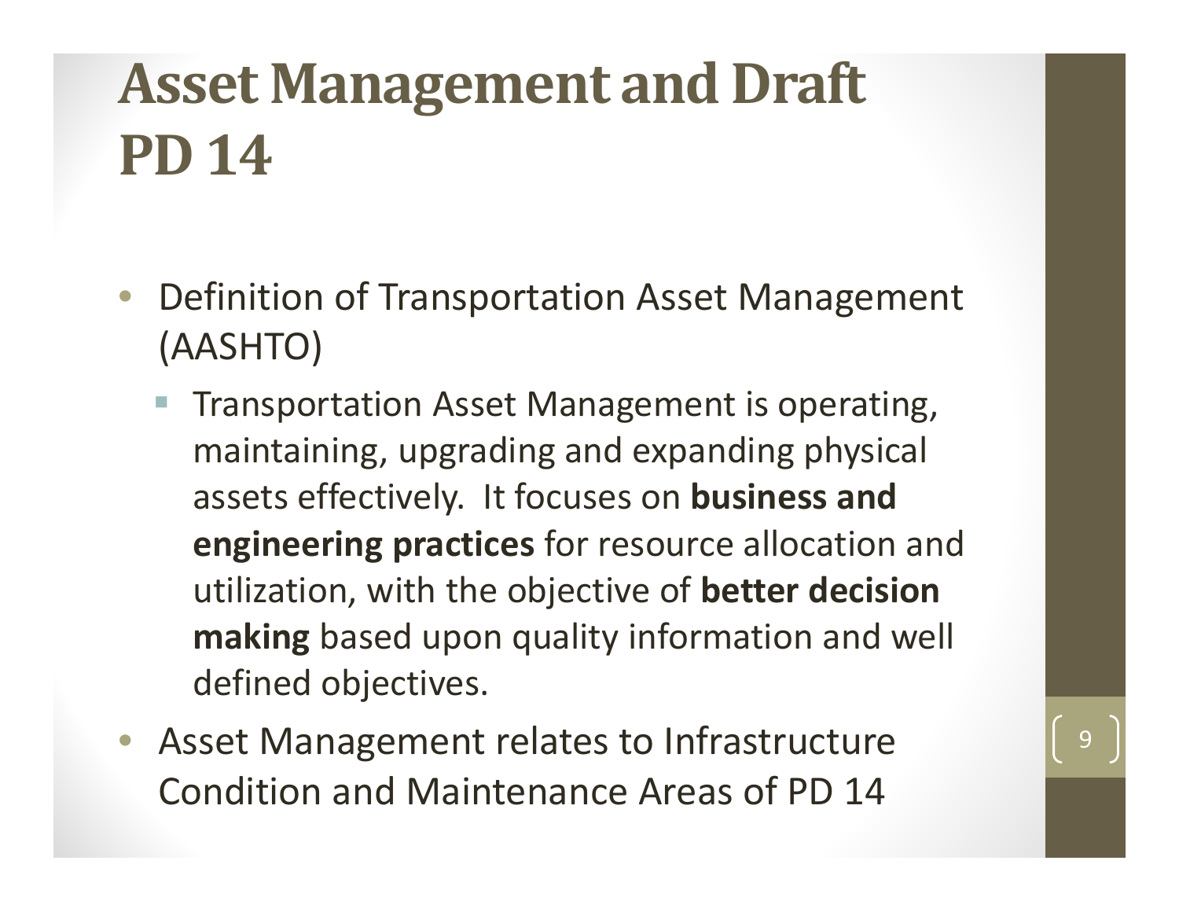# Asset Management and Draft PD 14

- Definition of Transportation Asset Management (AASHTO)
  - Transportation Asset Management is operating, maintaining, upgrading and expanding physical assets effectively. It focuses on **business and engineering practices** for resource allocation and utilization, with the objective of **better decision making** based upon quality information and well defined objectives.
- Asset Management relates to Infrastructure Condition and Maintenance Areas of PD 14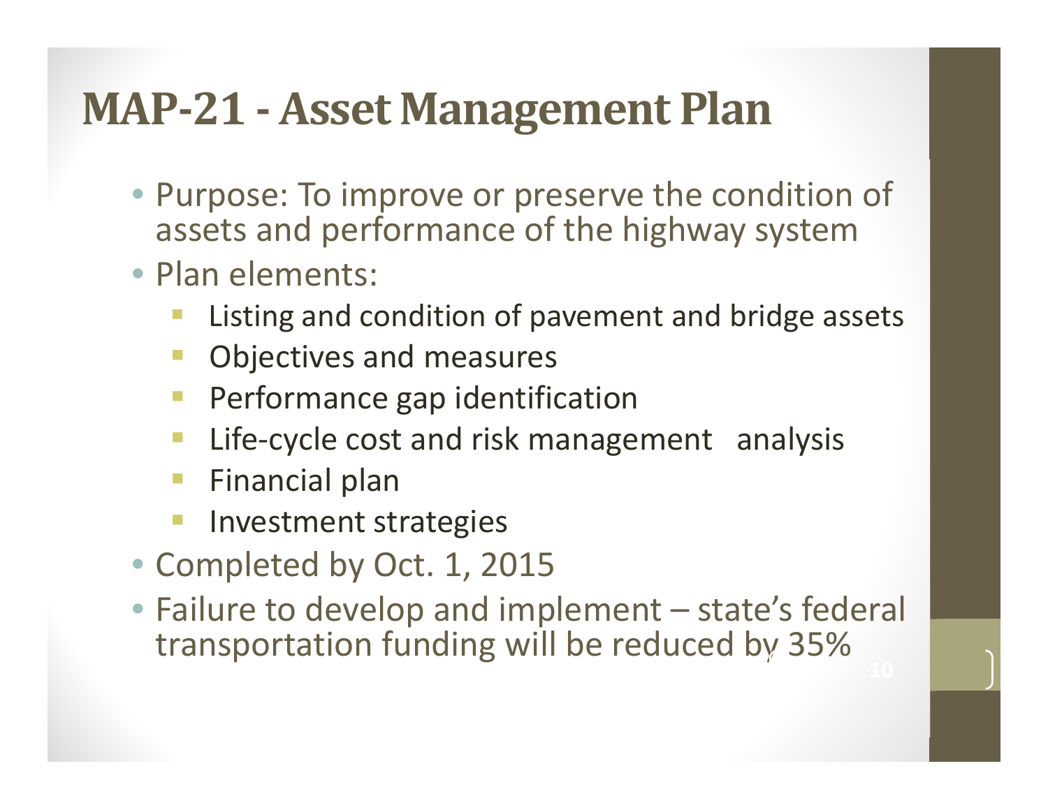# MAP-21 - Asset Management Plan

- Purpose: To improve or preserve the condition of assets and performance of the highway system
- Plan elements:
  - Listing and condition of pavement and bridge assets
  - Objectives and measures
  - Performance gap identification
  - Life-cycle cost and risk management analysis
  - Financial plan
  - Investment strategies
- Completed by Oct. 1, 2015
- Failure to develop and implement – state's federal transportation funding will be reduced by 35%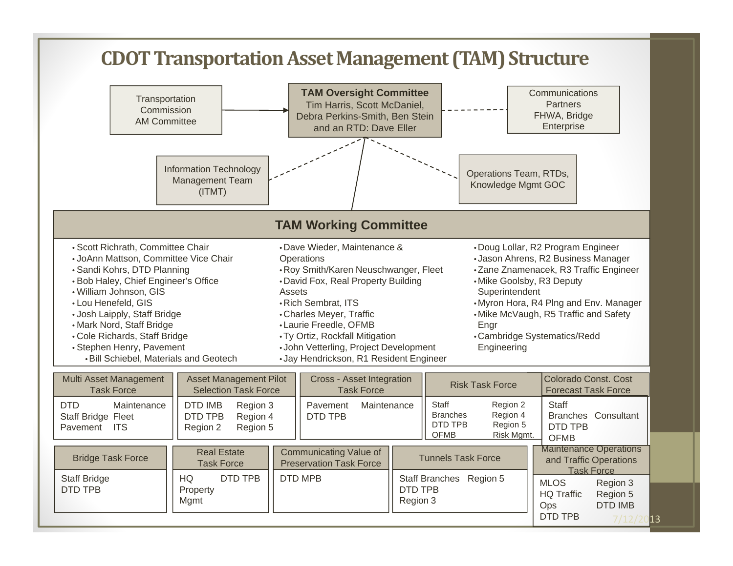# CDOT Transportation Asset Management (TAM) Structure

**TAM Oversight Committee**
Tim Harris, Scott McDaniel, Debra Perkins-Smith, Ben Stein and an RTD: Dave Eller

Transportation Commission AM Committee

Communications Partners FHWA, Bridge Enterprise

Information Technology Management Team (ITMT)

Operations Team, RTDs, Knowledge Mgmt GOC

## TAM Working Committee

- Scott Richrath, Committee Chair
- JoAnn Mattson, Committee Vice Chair
- Sandi Kohrs, DTD Planning
- Bob Haley, Chief Engineer's Office
- William Johnson, GIS
- Lou Henefeld, GIS
- Josh Laipply, Staff Bridge
- Mark Nord, Staff Bridge
- Cole Richards, Staff Bridge
- Stephen Henry, Pavement
  - Bill Schiebel, Materials and Geotech
- Dave Wieder, Maintenance & Operations
- Roy Smith/Karen Neuschwanger, Fleet
- David Fox, Real Property Building Assets
- Rich Sembrat, ITS
- Charles Meyer, Traffic
- Laurie Freedle, OFMB
- Ty Ortiz, Rockfall Mitigation
- John Vetterling, Project Development
- Jay Hendrickson, R1 Resident Engineer
- Doug Lollar, R2 Program Engineer
- Jason Ahrens, R2 Business Manager
- Zane Znamenacek, R3 Traffic Engineer
- Mike Goolsby, R3 Deputy Superintendent
- Myron Hora, R4 Plng and Env. Manager
- Mike McVaugh, R5 Traffic and Safety Engr
- Cambridge Systematics/Redd Engineering

**Multi Asset Management Task Force**
DTD, Maintenance, Staff Bridge, Fleet, Pavement, ITS

**Asset Management Pilot Selection Task Force**
DTD IMB, Region 3, DTD TPB, Region 4, Region 2, Region 5

**Cross - Asset Integration Task Force**
Pavement, Maintenance, DTD TPB

**Risk Task Force**
Staff Branches, Region 2, Region 4, DTD TPB, Region 5, OFMB, Risk Mgmt.

**Colorado Const. Cost Forecast Task Force**
Staff Branches, Consultant, DTD TPB, OFMB

**Bridge Task Force**
Staff Bridge, DTD TPB

**Real Estate Task Force**
HQ Property Mgmt, DTD TPB

**Communicating Value of Preservation Task Force**
DTD MPB

**Tunnels Task Force**
Staff Branches, Region 5, DTD TPB, Region 3

**Maintenance Operations and Traffic Operations Task Force**
MLOS, Region 3, HQ Traffic Ops, Region 5, DTD IMB, DTD TPB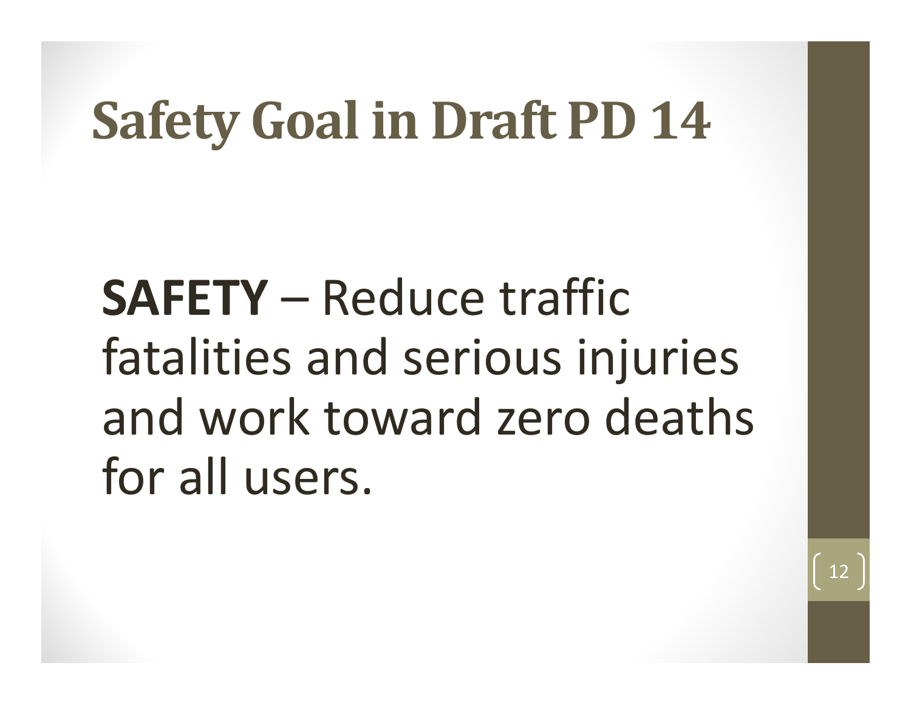# Safety Goal in Draft PD 14

**SAFETY** – Reduce traffic fatalities and serious injuries and work toward zero deaths for all users.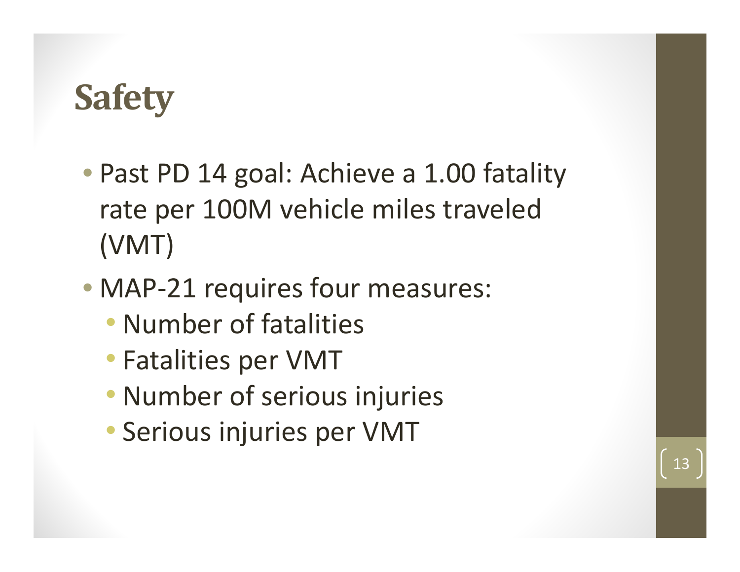# Safety

- Past PD 14 goal: Achieve a 1.00 fatality rate per 100M vehicle miles traveled (VMT)
- MAP-21 requires four measures:
  - Number of fatalities
  - Fatalities per VMT
  - Number of serious injuries
  - Serious injuries per VMT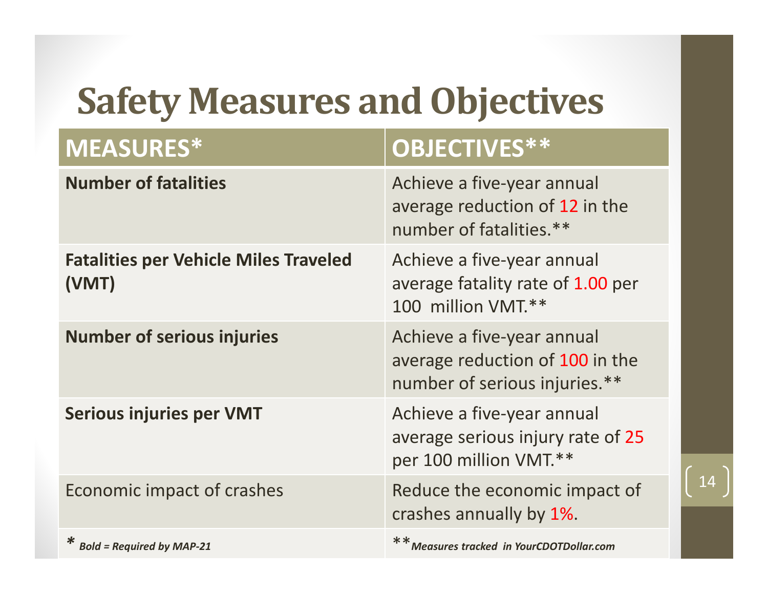# Safety Measures and Objectives

| MEASURES* | OBJECTIVES** |
| --- | --- |
| **Number of fatalities** | Achieve a five-year annual average reduction of 12 in the number of fatalities.** |
| **Fatalities per Vehicle Miles Traveled (VMT)** | Achieve a five-year annual average fatality rate of 1.00 per 100 million VMT.** |
| **Number of serious injuries** | Achieve a five-year annual average reduction of 100 in the number of serious injuries.** |
| **Serious injuries per VMT** | Achieve a five-year annual average serious injury rate of 25 per 100 million VMT.** |
| Economic impact of crashes | Reduce the economic impact of crashes annually by 1%. |
| * *Bold = Required by MAP-21* | ** *Measures tracked in YourCDOTDollar.com* |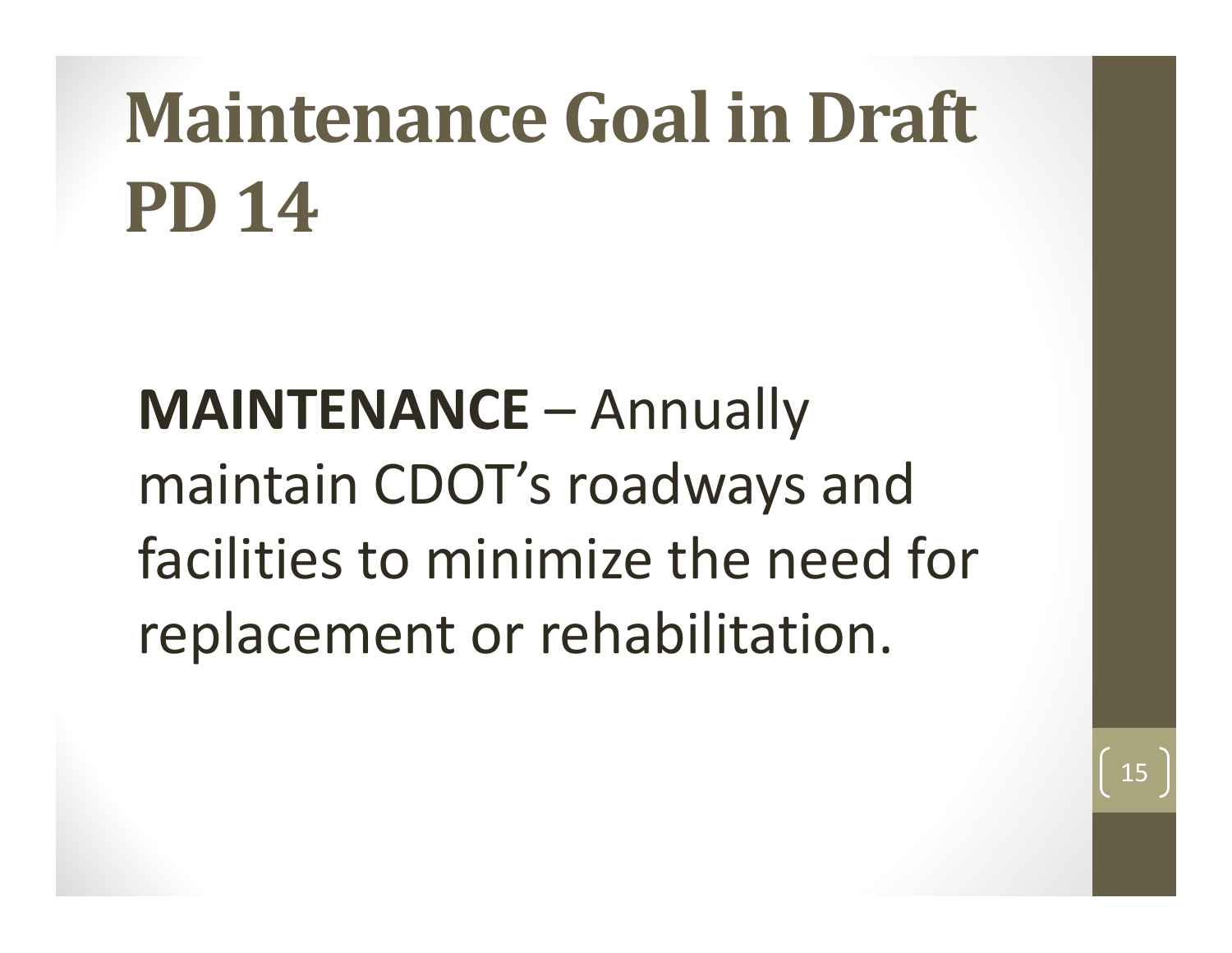# Maintenance Goal in Draft PD 14

**MAINTENANCE** – Annually maintain CDOT's roadways and facilities to minimize the need for replacement or rehabilitation.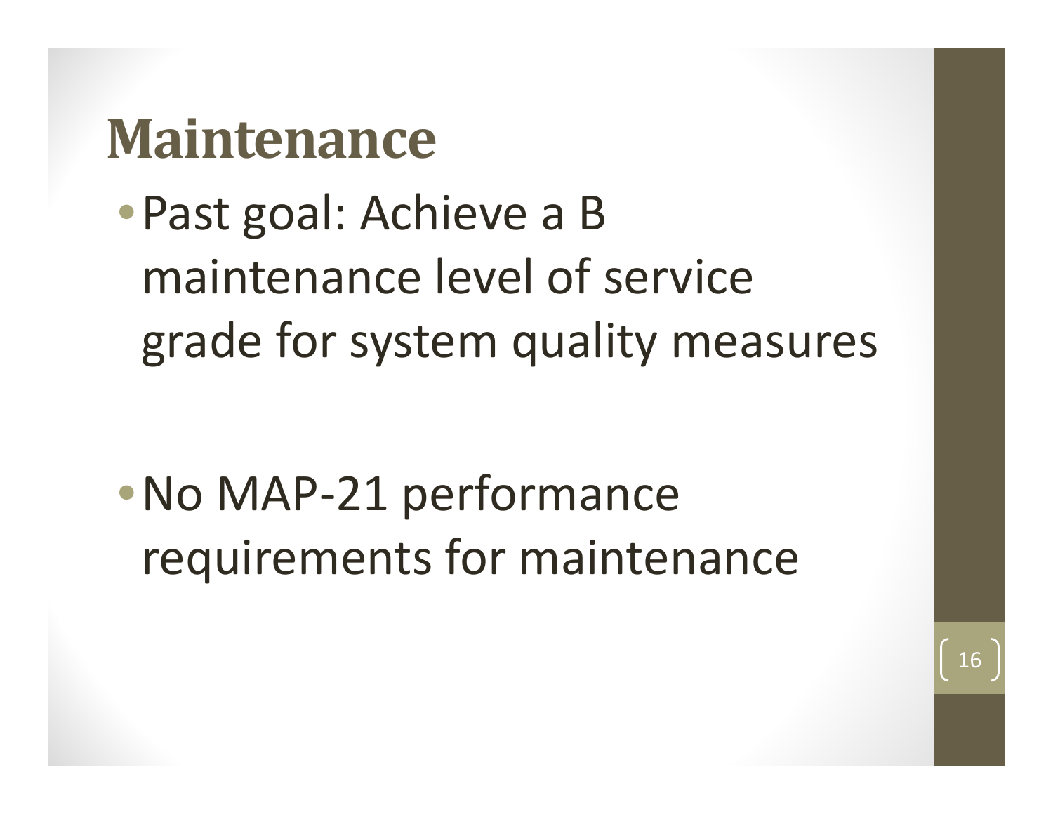# Maintenance

- Past goal: Achieve a B maintenance level of service grade for system quality measures

- No MAP-21 performance requirements for maintenance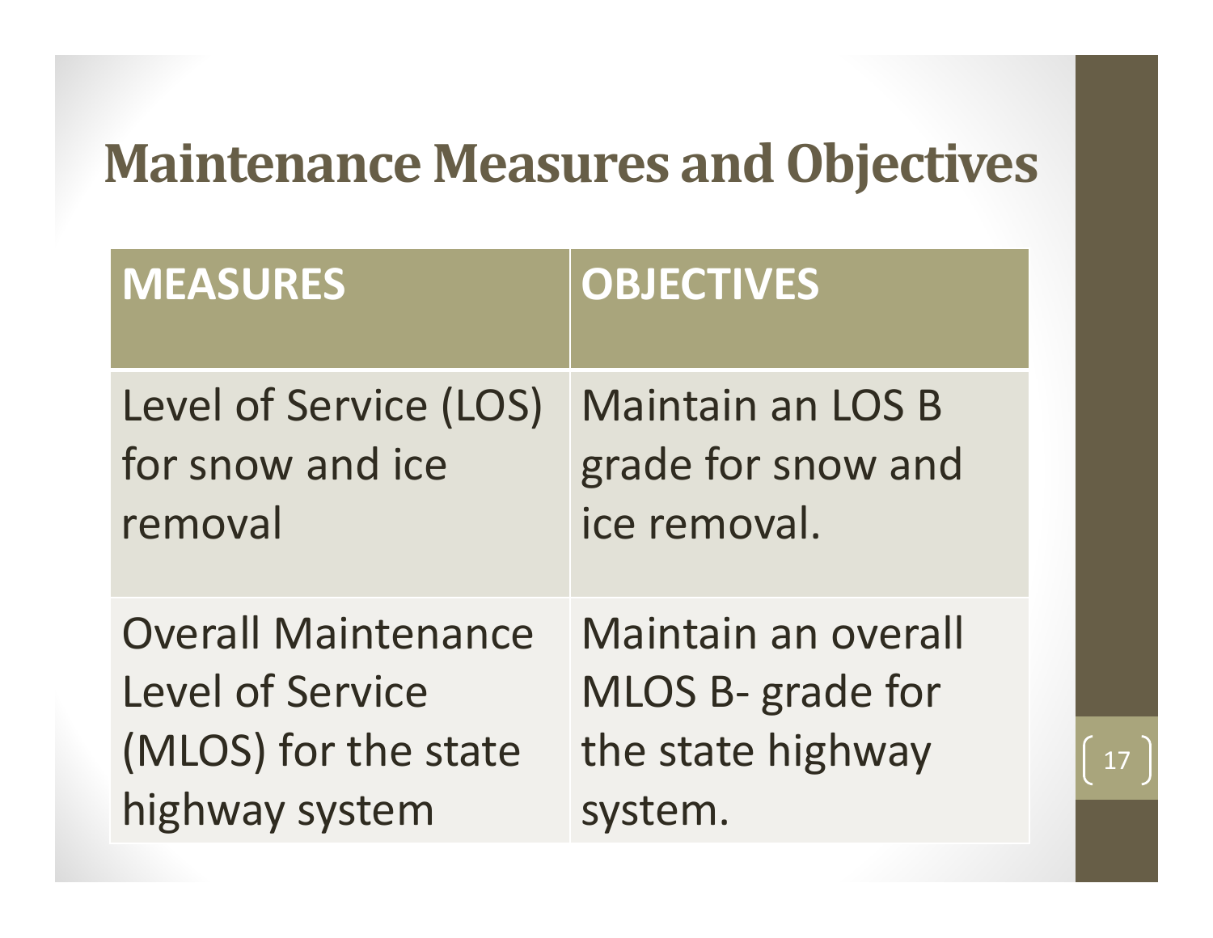# Maintenance Measures and Objectives

| MEASURES | OBJECTIVES |
| --- | --- |
| Level of Service (LOS) for snow and ice removal | Maintain an LOS B grade for snow and ice removal. |
| Overall Maintenance Level of Service (MLOS) for the state highway system | Maintain an overall MLOS B- grade for the state highway system. |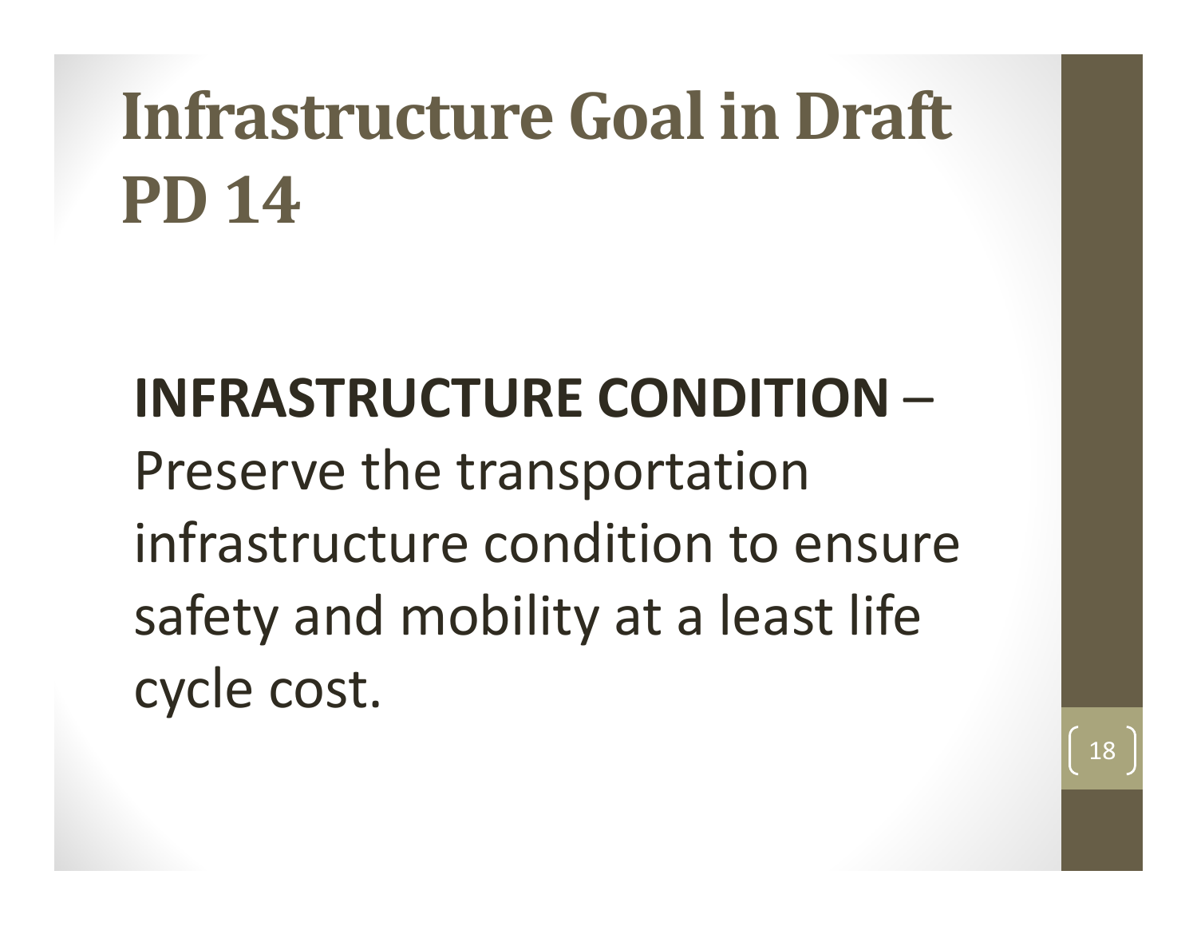# Infrastructure Goal in Draft PD 14

**INFRASTRUCTURE CONDITION** – Preserve the transportation infrastructure condition to ensure safety and mobility at a least life cycle cost.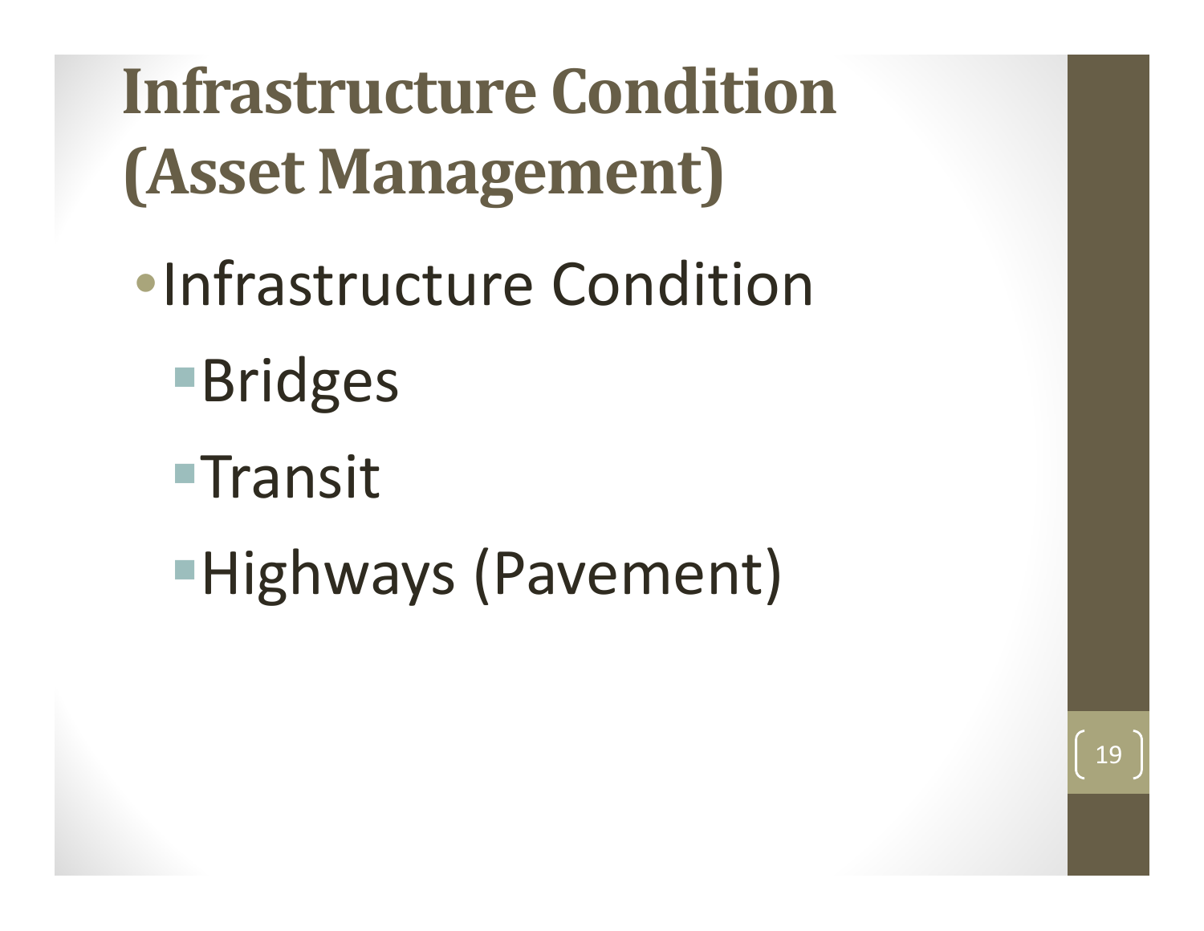# Infrastructure Condition (Asset Management)

- Infrastructure Condition
  - Bridges
  - Transit
  - Highways (Pavement)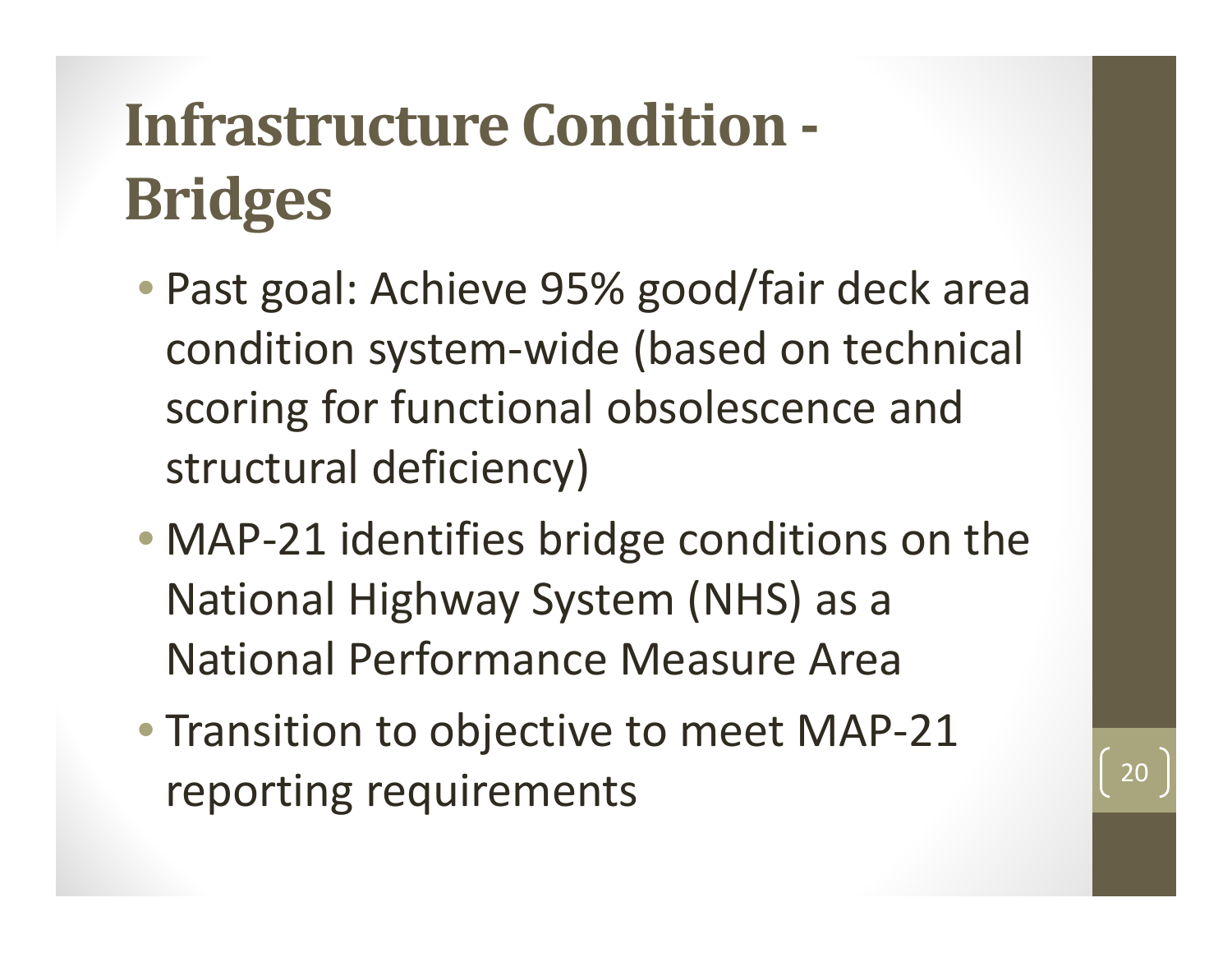# Infrastructure Condition - Bridges

- Past goal: Achieve 95% good/fair deck area condition system-wide (based on technical scoring for functional obsolescence and structural deficiency)
- MAP-21 identifies bridge conditions on the National Highway System (NHS) as a National Performance Measure Area
- Transition to objective to meet MAP-21 reporting requirements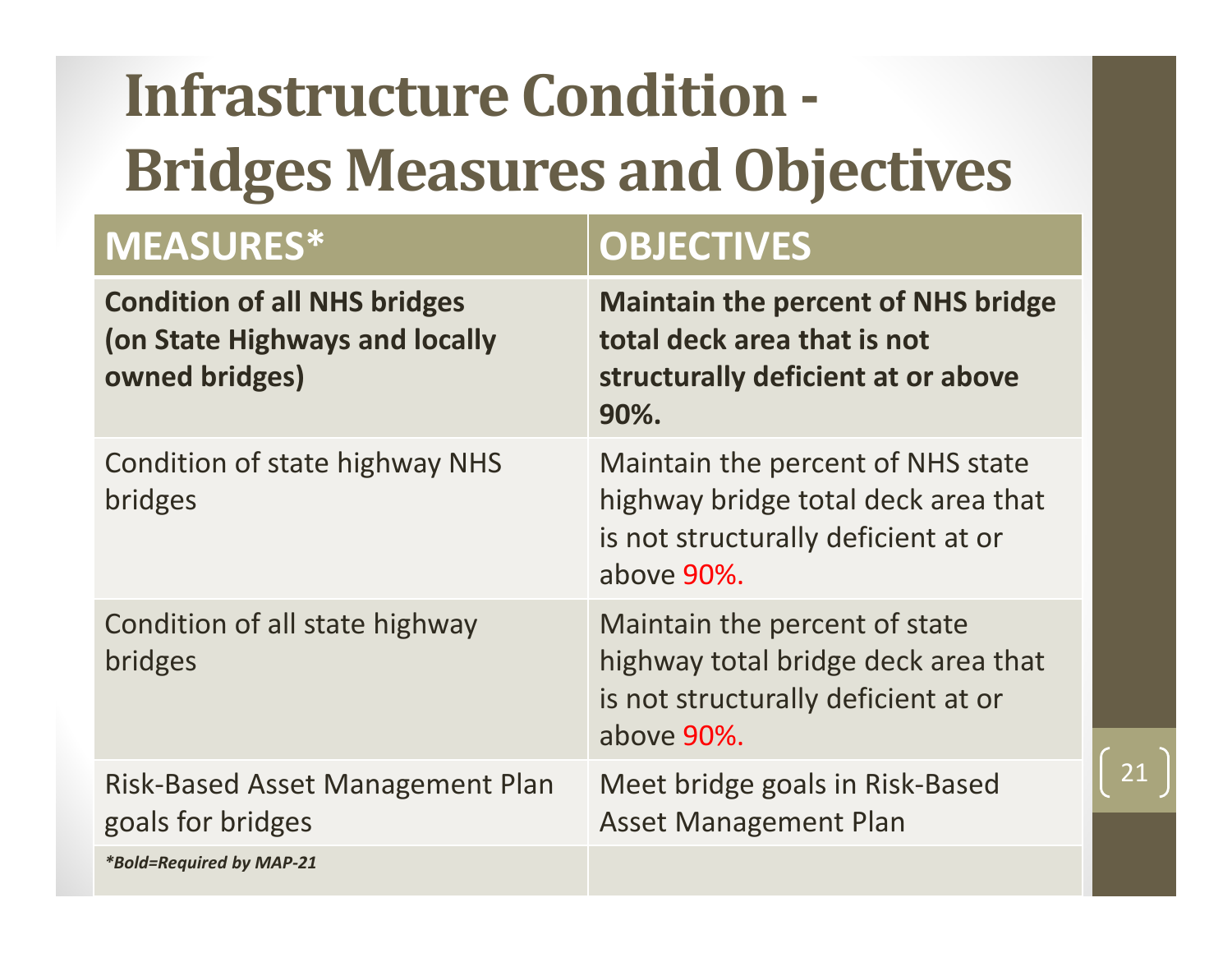# Infrastructure Condition - Bridges Measures and Objectives

| MEASURES* | OBJECTIVES |
| --- | --- |
| **Condition of all NHS bridges (on State Highways and locally owned bridges)** | **Maintain the percent of NHS bridge total deck area that is not structurally deficient at or above 90%.** |
| Condition of state highway NHS bridges | Maintain the percent of NHS state highway bridge total deck area that is not structurally deficient at or above 90%. |
| Condition of all state highway bridges | Maintain the percent of state highway total bridge deck area that is not structurally deficient at or above 90%. |
| Risk-Based Asset Management Plan goals for bridges | Meet bridge goals in Risk-Based Asset Management Plan |
| ***Bold=Required by MAP-21*** | |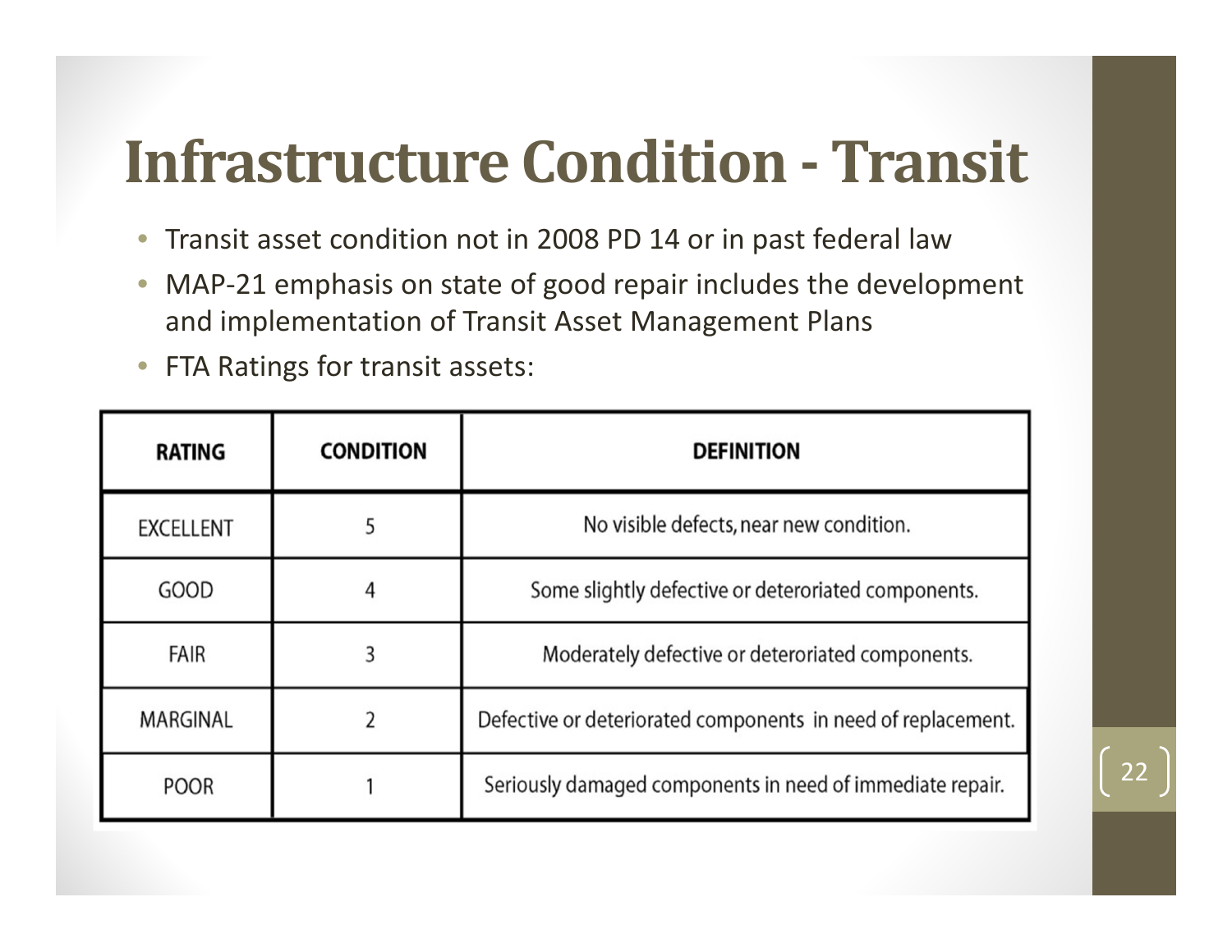# Infrastructure Condition - Transit

- Transit asset condition not in 2008 PD 14 or in past federal law
- MAP-21 emphasis on state of good repair includes the development and implementation of Transit Asset Management Plans
- FTA Ratings for transit assets:

| RATING | CONDITION | DEFINITION |
|---|---|---|
| EXCELLENT | 5 | No visible defects, near new condition. |
| GOOD | 4 | Some slightly defective or deteriorated components. |
| FAIR | 3 | Moderately defective or deteriorated components. |
| MARGINAL | 2 | Defective or deteriorated components in need of replacement. |
| POOR | 1 | Seriously damaged components in need of immediate repair. |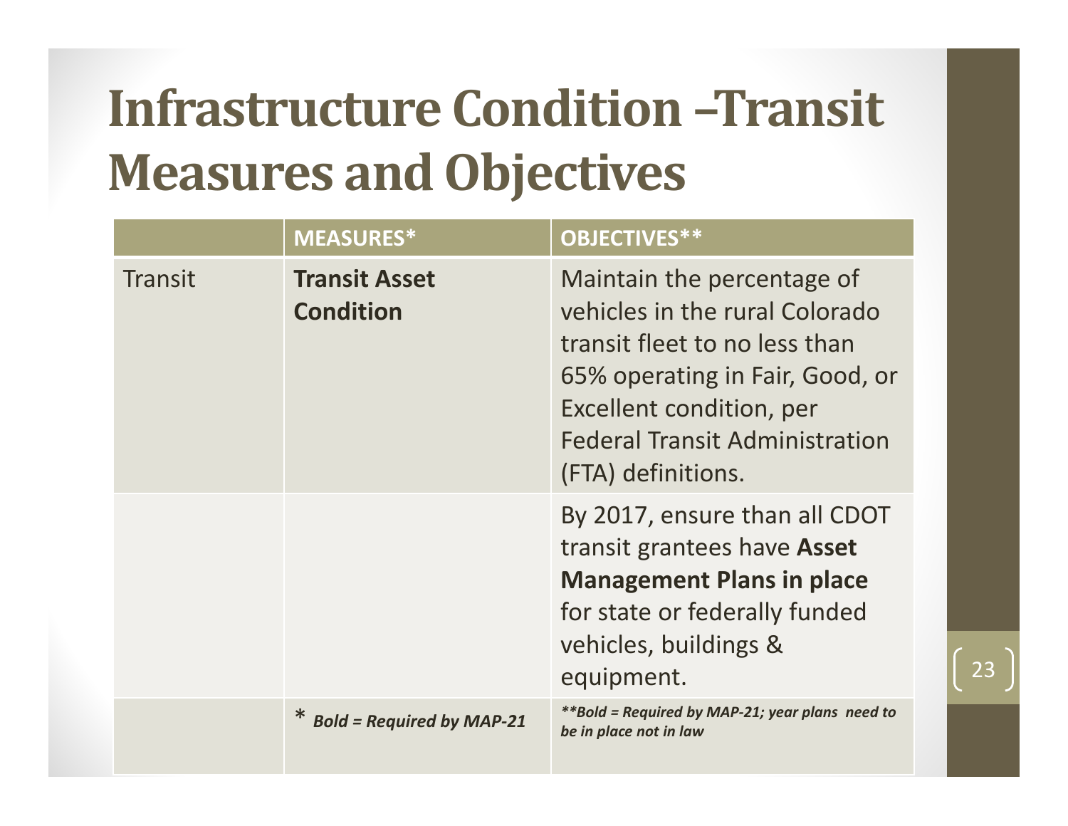# Infrastructure Condition –Transit Measures and Objectives

| | MEASURES* | OBJECTIVES** |
|---|---|---|
| Transit | **Transit Asset Condition** | Maintain the percentage of vehicles in the rural Colorado transit fleet to no less than 65% operating in Fair, Good, or Excellent condition, per Federal Transit Administration (FTA) definitions. |
| | | By 2017, ensure than all CDOT transit grantees have **Asset Management Plans in place** for state or federally funded vehicles, buildings & equipment. |
| | * ***Bold = Required by MAP-21*** | ***\*\*Bold = Required by MAP-21; year plans need to be in place not in law*** |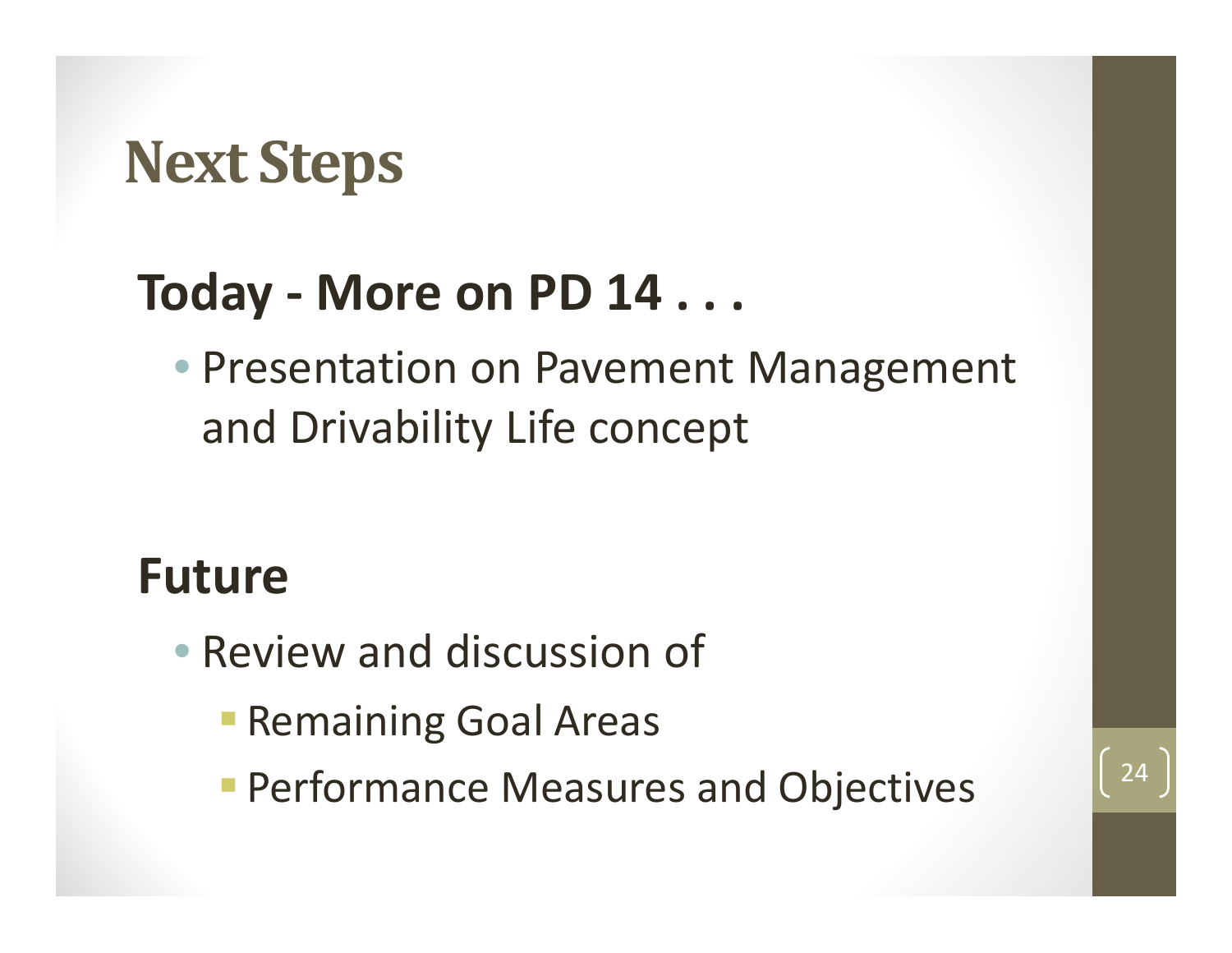# Next Steps

## Today - More on PD 14 . . .

- Presentation on Pavement Management and Drivability Life concept

## Future

- Review and discussion of
  - Remaining Goal Areas
  - Performance Measures and Objectives